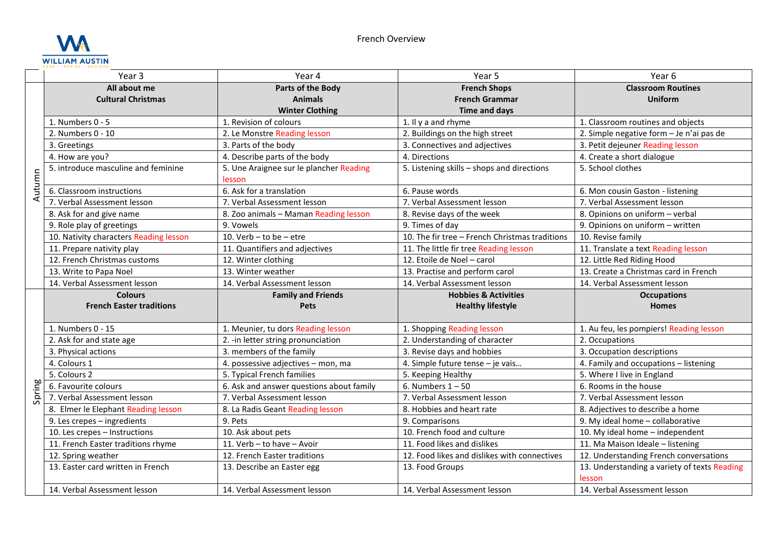# French Overview

|  | Year 3 | Year 4 | Year 5 | Year 6 |
|---|---|---|---|---|
| Autumn | **All about me<br>Cultural Christmas** | **Parts of the Body<br>Animals<br>Winter Clothing** | **French Shops<br>French Grammar<br>Time and days** | **Classroom Routines<br>Uniform** |
|  | 1. Numbers 0 - 5 | 1. Revision of colours | 1. Il y a and rhyme | 1. Classroom routines and objects |
|  | 2. Numbers 0 - 10 | 2. Le Monstre Reading lesson | 2. Buildings on the high street | 2. Simple negative form – Je n'ai pas de |
|  | 3. Greetings | 3. Parts of the body | 3. Connectives and adjectives | 3. Petit dejeuner Reading lesson |
|  | 4. How are you? | 4. Describe parts of the body | 4. Directions | 4. Create a short dialogue |
|  | 5. introduce masculine and feminine | 5. Une Araignee sur le plancher Reading lesson | 5. Listening skills – shops and directions | 5. School clothes |
|  | 6. Classroom instructions | 6. Ask for a translation | 6. Pause words | 6. Mon cousin Gaston - listening |
|  | 7. Verbal Assessment lesson | 7. Verbal Assessment lesson | 7. Verbal Assessment lesson | 7. Verbal Assessment lesson |
|  | 8. Ask for and give name | 8. Zoo animals – Maman Reading lesson | 8. Revise days of the week | 8. Opinions on uniform – verbal |
|  | 9. Role play of greetings | 9. Vowels | 9. Times of day | 9. Opinions on uniform – written |
|  | 10. Nativity characters Reading lesson | 10. Verb – to be – etre | 10. The fir tree – French Christmas traditions | 10. Revise family |
|  | 11. Prepare nativity play | 11. Quantifiers and adjectives | 11. The little fir tree Reading lesson | 11. Translate a text Reading lesson |
|  | 12. French Christmas customs | 12. Winter clothing | 12. Etoile de Noel – carol | 12. Little Red Riding Hood |
|  | 13. Write to Papa Noel | 13. Winter weather | 13. Practise and perform carol | 13. Create a Christmas card in French |
|  | 14. Verbal Assessment lesson | 14. Verbal Assessment lesson | 14. Verbal Assessment lesson | 14. Verbal Assessment lesson |
| Spring | **Colours<br>French Easter traditions** | **Family and Friends<br>Pets** | **Hobbies & Activities<br>Healthy lifestyle** | **Occupations<br>Homes** |
|  | 1. Numbers 0 - 15 | 1. Meunier, tu dors Reading lesson | 1. Shopping Reading lesson | 1. Au feu, les pompiers! Reading lesson |
|  | 2. Ask for and state age | 2. -in letter string pronunciation | 2. Understanding of character | 2. Occupations |
|  | 3. Physical actions | 3. members of the family | 3. Revise days and hobbies | 3. Occupation descriptions |
|  | 4. Colours 1 | 4. possessive adjectives – mon, ma | 4. Simple future tense – je vais… | 4. Family and occupations – listening |
|  | 5. Colours 2 | 5. Typical French families | 5. Keeping Healthy | 5. Where I live in England |
|  | 6. Favourite colours | 6. Ask and answer questions about family | 6. Numbers 1 – 50 | 6. Rooms in the house |
|  | 7. Verbal Assessment lesson | 7. Verbal Assessment lesson | 7. Verbal Assessment lesson | 7. Verbal Assessment lesson |
|  | 8. Elmer le Elephant Reading lesson | 8. La Radis Geant Reading lesson | 8. Hobbies and heart rate | 8. Adjectives to describe a home |
|  | 9. Les crepes – ingredients | 9. Pets | 9. Comparisons | 9. My ideal home – collaborative |
|  | 10. Les crepes – Instructions | 10. Ask about pets | 10. French food and culture | 10. My ideal home – independent |
|  | 11. French Easter traditions rhyme | 11. Verb – to have – Avoir | 11. Food likes and dislikes | 11. Ma Maison Ideale – listening |
|  | 12. Spring weather | 12. French Easter traditions | 12. Food likes and dislikes with connectives | 12. Understanding French conversations |
|  | 13. Easter card written in French | 13. Describe an Easter egg | 13. Food Groups | 13. Understanding a variety of texts Reading lesson |
|  | 14. Verbal Assessment lesson | 14. Verbal Assessment lesson | 14. Verbal Assessment lesson | 14. Verbal Assessment lesson |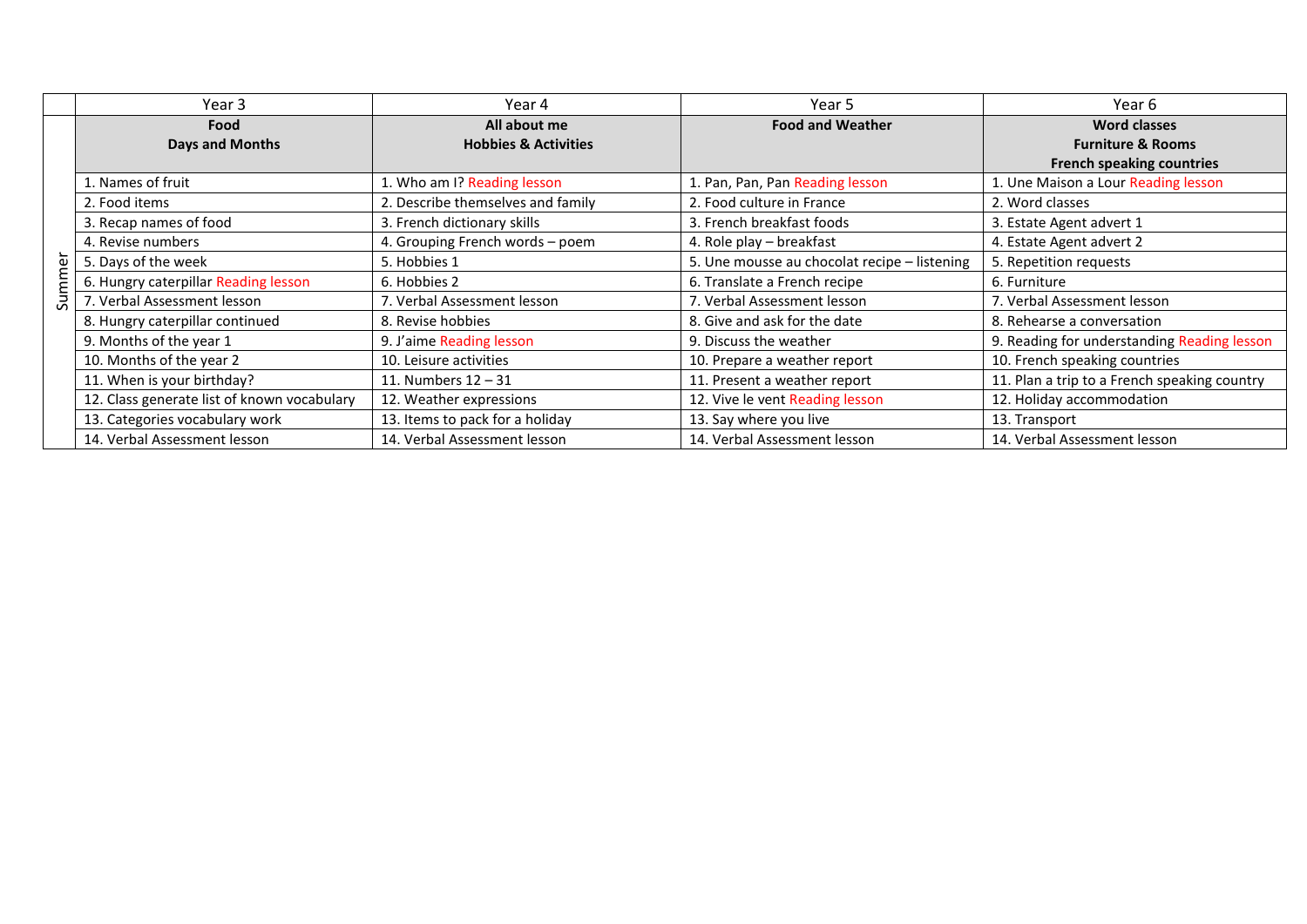| | Year 3 | Year 4 | Year 5 | Year 6 |
|---|---|---|---|---|
| Summer | **Food**<br>**Days and Months** | **All about me**<br>**Hobbies & Activities** | **Food and Weather** | **Word classes**<br>**Furniture & Rooms**<br>**French speaking countries** |
| | 1. Names of fruit | 1. Who am I? Reading lesson | 1. Pan, Pan, Pan Reading lesson | 1. Une Maison a Lour Reading lesson |
| | 2. Food items | 2. Describe themselves and family | 2. Food culture in France | 2. Word classes |
| | 3. Recap names of food | 3. French dictionary skills | 3. French breakfast foods | 3. Estate Agent advert 1 |
| | 4. Revise numbers | 4. Grouping French words – poem | 4. Role play – breakfast | 4. Estate Agent advert 2 |
| | 5. Days of the week | 5. Hobbies 1 | 5. Une mousse au chocolat recipe – listening | 5. Repetition requests |
| | 6. Hungry caterpillar Reading lesson | 6. Hobbies 2 | 6. Translate a French recipe | 6. Furniture |
| | 7. Verbal Assessment lesson | 7. Verbal Assessment lesson | 7. Verbal Assessment lesson | 7. Verbal Assessment lesson |
| | 8. Hungry caterpillar continued | 8. Revise hobbies | 8. Give and ask for the date | 8. Rehearse a conversation |
| | 9. Months of the year 1 | 9. J'aime Reading lesson | 9. Discuss the weather | 9. Reading for understanding Reading lesson |
| | 10. Months of the year 2 | 10. Leisure activities | 10. Prepare a weather report | 10. French speaking countries |
| | 11. When is your birthday? | 11. Numbers 12 – 31 | 11. Present a weather report | 11. Plan a trip to a French speaking country |
| | 12. Class generate list of known vocabulary | 12. Weather expressions | 12. Vive le vent Reading lesson | 12. Holiday accommodation |
| | 13. Categories vocabulary work | 13. Items to pack for a holiday | 13. Say where you live | 13. Transport |
| | 14. Verbal Assessment lesson | 14. Verbal Assessment lesson | 14. Verbal Assessment lesson | 14. Verbal Assessment lesson |